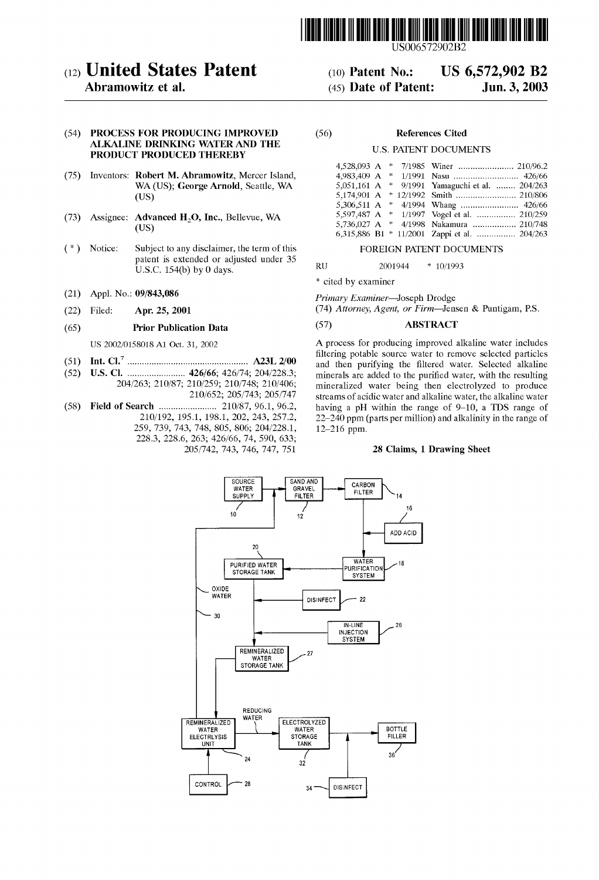US006572902B2

# (12) United States Patent

**Abramowitz et al.**

(10) **Patent No.: US 6,572,902 B2**

(45) **Date of Patent: Jun. 3, 2003**

(54) **PROCESS FOR PRODUCING IMPROVED ALKALINE DRINKING WATER AND THE PRODUCT PRODUCED THEREBY**

(75) Inventors: **Robert M. Abramowitz**, Mercer Island, WA (US); **George Arnold**, Seattle, WA (US)

(73) Assignee: **Advanced $H_2O$, Inc.**, Bellevue, WA (US)

( * ) Notice: Subject to any disclaimer, the term of this patent is extended or adjusted under 35 U.S.C. 154(b) by 0 days.

(21) Appl. No.: **09/843,086**

(22) Filed: **Apr. 25, 2001**

(65) **Prior Publication Data**

US 2002/0158018 A1 Oct. 31, 2002

(51) **Int. Cl.**[7] .................................................. **A23L 2/00**

(52) **U.S. Cl.** ........................ **426/66**; 426/74; 204/228.3; 204/263; 210/87; 210/259; 210/748; 210/406; 210/652; 205/743; 205/747

(58) **Field of Search** ........................ 210/87, 96.1, 96.2, 210/192, 195.1, 198.1, 202, 243, 257.2, 259, 739, 743, 748, 805, 806; 204/228.1, 228.3, 228.6, 263; 426/66, 74, 590, 633; 205/742, 743, 746, 747, 751

(56) **References Cited**

U.S. PATENT DOCUMENTS

| | | | |
|---|---|---|---|
| 4,528,093 A | * 7/1985 | Winer | 210/96.2 |
| 4,983,409 A | * 1/1991 | Nasu | 426/66 |
| 5,051,161 A | * 9/1991 | Yamaguchi et al. | 204/263 |
| 5,174,901 A | * 12/1992 | Smith | 210/806 |
| 5,306,511 A | * 4/1994 | Whang | 426/66 |
| 5,597,487 A | * 1/1997 | Vogel et al. | 210/259 |
| 5,736,027 A | * 4/1998 | Nakamura | 210/748 |
| 6,315,886 B1 | * 11/2001 | Zappi et al. | 204/263 |

FOREIGN PATENT DOCUMENTS

RU 2001944 * 10/1993

\* cited by examiner

*Primary Examiner*—Joseph Drodge

(74) *Attorney, Agent, or Firm*—Jensen & Puntigam, P.S.

(57) **ABSTRACT**

A process for producing improved alkaline water includes filtering potable source water to remove selected particles and then purifying the filtered water. Selected alkaline minerals are added to the purified water, with the resulting mineralized water being then electrolyzed to produce streams of acidic water and alkaline water, the alkaline water having a pH within the range of 9–10, a TDS range of 22–240 ppm (parts per million) and alkalinity in the range of 12–216 ppm.

**28 Claims, 1 Drawing Sheet**

SOURCE WATER SUPPLY 10 — SAND AND GRAVEL FILTER 12 — CARBON FILTER 14 — ADD ACID 16 — WATER PURIFICATION SYSTEM 18 — PURIFIED WATER STORAGE TANK 20 — DISINFECT 22 — IN-LINE INJECTION SYSTEM 26 — REMINERALIZED WATER STORAGE TANK 27 — OXIDE WATER 30 — REMINERALIZED WATER ELECTRLYSIS UNIT 24 — CONTROL 28 — REDUCING WATER — ELECTROLYZED WATER STORAGE TANK 32 — DISINFECT 34 — BOTTLE FILLER 36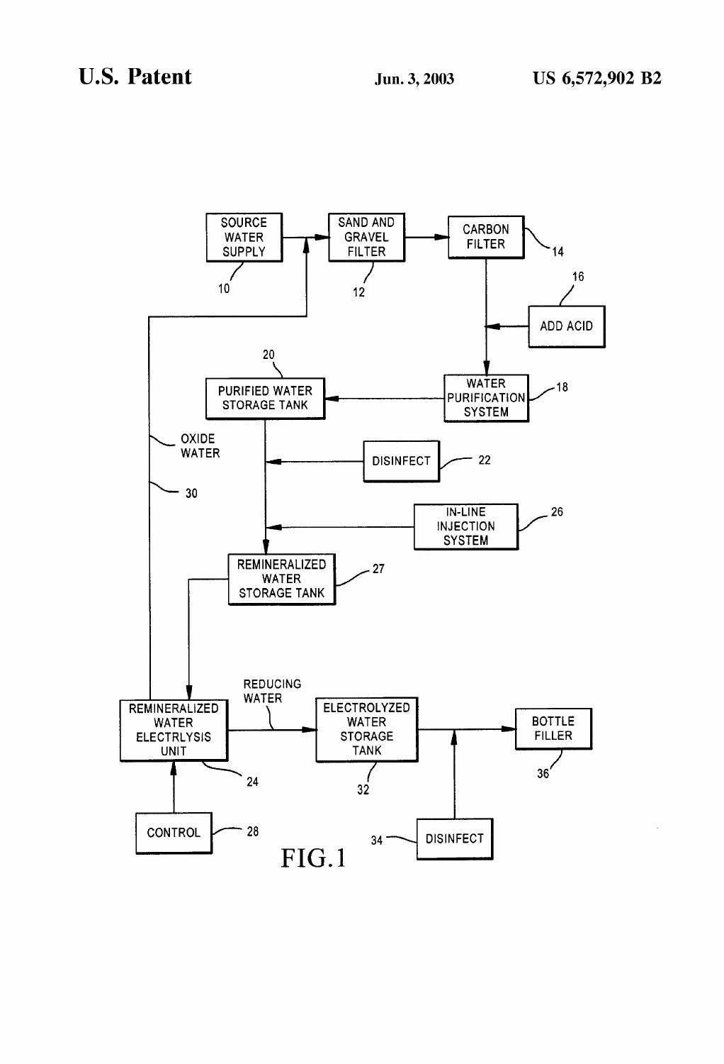SOURCE WATER SUPPLY 10

SAND AND GRAVEL FILTER 12

CARBON FILTER 14

ADD ACID 16

WATER PURIFICATION SYSTEM 18

PURIFIED WATER STORAGE TANK 20

DISINFECT 22

IN-LINE INJECTION SYSTEM 26

REMINERALIZED WATER STORAGE TANK 27

OXIDE WATER 30

REMINERALIZED WATER ELECTRLYSIS UNIT 24

CONTROL 28

REDUCING WATER

ELECTROLYZED WATER STORAGE TANK 32

DISINFECT 34

BOTTLE FILLER 36

FIG.1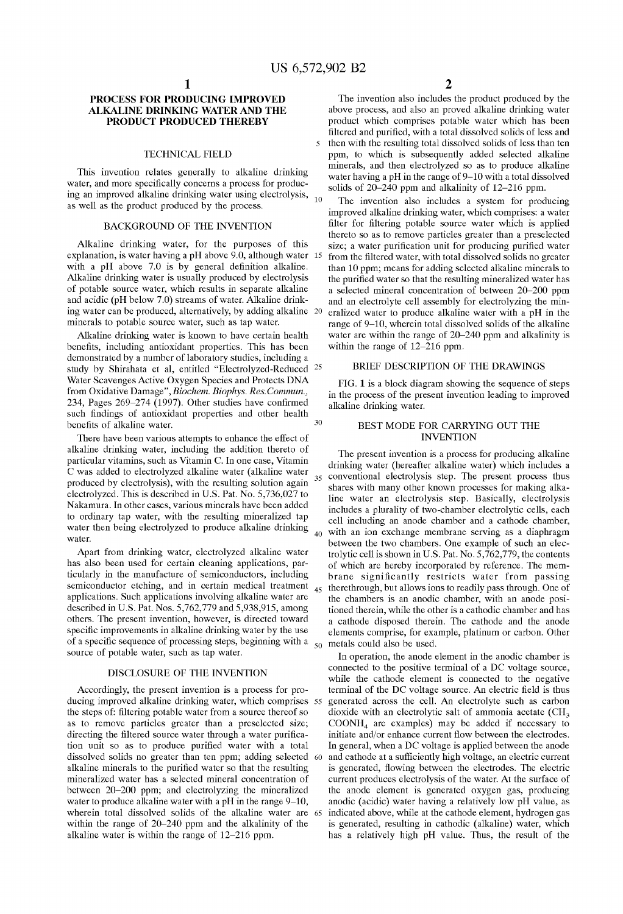# PROCESS FOR PRODUCING IMPROVED ALKALINE DRINKING WATER AND THE PRODUCT PRODUCED THEREBY

## TECHNICAL FIELD

This invention relates generally to alkaline drinking water, and more specifically concerns a process for producing an improved alkaline drinking water using electrolysis, as well as the product produced by the process.

## BACKGROUND OF THE INVENTION

Alkaline drinking water, for the purposes of this explanation, is water having a pH above 9.0, although water with a pH above 7.0 is by general definition alkaline. Alkaline drinking water is usually produced by electrolysis of potable source water, which results in separate alkaline and acidic (pH below 7.0) streams of water. Alkaline drinking water can be produced, alternatively, by adding alkaline minerals to potable source water, such as tap water.

Alkaline drinking water is known to have certain health benefits, including antioxidant properties. This has been demonstrated by a number of laboratory studies, including a study by Shirahata et al, entitled "Electrolyzed-Reduced Water Scavenges Active Oxygen Species and Protects DNA from Oxidative Damage", *Biochem. Biophys. Res.Commun.*, 234, Pages 269–274 (1997). Other studies have confirmed such findings of antioxidant properties and other health benefits of alkaline water.

There have been various attempts to enhance the effect of alkaline drinking water, including the addition thereto of particular vitamins, such as Vitamin C. In one case, Vitamin C was added to electrolyzed alkaline water (alkaline water produced by electrolysis), with the resulting solution again electrolyzed. This is described in U.S. Pat. No. 5,736,027 to Nakamura. In other cases, various minerals have been added to ordinary tap water, with the resulting mineralized tap water then being electrolyzed to produce alkaline drinking water.

Apart from drinking water, electrolyzed alkaline water has also been used for certain cleaning applications, particularly in the manufacture of semiconductors, including semiconductor etching, and in certain medical treatment applications. Such applications involving alkaline water are described in U.S. Pat. Nos. 5,762,779 and 5,938,915, among others. The present invention, however, is directed toward specific improvements in alkaline drinking water by the use of a specific sequence of processing steps, beginning with a source of potable water, such as tap water.

## DISCLOSURE OF THE INVENTION

Accordingly, the present invention is a process for producing improved alkaline drinking water, which comprises the steps of: filtering potable water from a source thereof so as to remove particles greater than a preselected size; directing the filtered source water through a water purification unit so as to produce purified water with a total dissolved solids no greater than ten ppm; adding selected alkaline minerals to the purified water so that the resulting mineralized water has a selected mineral concentration of between 20–200 ppm; and electrolyzing the mineralized water to produce alkaline water with a pH in the range 9–10, wherein total dissolved solids of the alkaline water are within the range of 20–240 ppm and the alkalinity of the alkaline water is within the range of 12–216 ppm.

The invention also includes the product produced by the above process, and also an proved alkaline drinking water product which comprises potable water which has been filtered and purified, with a total dissolved solids of less and then with the resulting total dissolved solids of less than ten ppm, to which is subsequently added selected alkaline minerals, and then electrolyzed so as to produce alkaline water having a pH in the range of 9–10 with a total dissolved solids of 20–240 ppm and alkalinity of 12–216 ppm.

The invention also includes a system for producing improved alkaline drinking water, which comprises: a water filter for filtering potable source water which is applied thereto so as to remove particles greater than a preselected size; a water purification unit for producing purified water from the filtered water, with total dissolved solids no greater than 10 ppm; means for adding selected alkaline minerals to the purified water so that the resulting mineralized water has a selected mineral concentration of between 20–200 ppm and an electrolyte cell assembly for electrolyzing the mineralized water to produce alkaline water with a pH in the range of 9–10, wherein total dissolved solids of the alkaline water are within the range of 20–240 ppm and alkalinity is within the range of 12–216 ppm.

## BRIEF DESCRIPTION OF THE DRAWINGS

FIG. 1 is a block diagram showing the sequence of steps in the process of the present invention leading to improved alkaline drinking water.

## BEST MODE FOR CARRYING OUT THE INVENTION

The present invention is a process for producing alkaline drinking water (hereafter alkaline water) which includes a conventional electrolysis step. The present process thus shares with many other known processes for making alkaline water an electrolysis step. Basically, electrolysis includes a plurality of two-chamber electrolytic cells, each cell including an anode chamber and a cathode chamber, with an ion exchange membrane serving as a diaphragm between the two chambers. One example of such an electrolytic cell is shown in U.S. Pat. No. 5,762,779, the contents of which are hereby incorporated by reference. The membrane significantly restricts water from passing therethrough, but allows ions to readily pass through. One of the chambers is an anodic chamber, with an anode positioned therein, while the other is a cathodic chamber and has a cathode disposed therein. The cathode and the anode elements comprise, for example, platinum or carbon. Other metals could also be used.

In operation, the anode element in the anodic chamber is connected to the positive terminal of a DC voltage source, while the cathode element is connected to the negative terminal of the DC voltage source. An electric field is thus generated across the cell. An electrolyte such as carbon dioxide with an electrolytic salt of ammonia acetate ($CH_3COONH_4$ are examples) may be added if necessary to initiate and/or enhance current flow between the electrodes. In general, when a DC voltage is applied between the anode and cathode at a sufficiently high voltage, an electric current is generated, flowing between the electrodes. The electric current produces electrolysis of the water. At the surface of the anode element is generated oxygen gas, producing anodic (acidic) water having a relatively low pH value, as indicated above, while at the cathode element, hydrogen gas is generated, resulting in cathodic (alkaline) water, which has a relatively high pH value. Thus, the result of the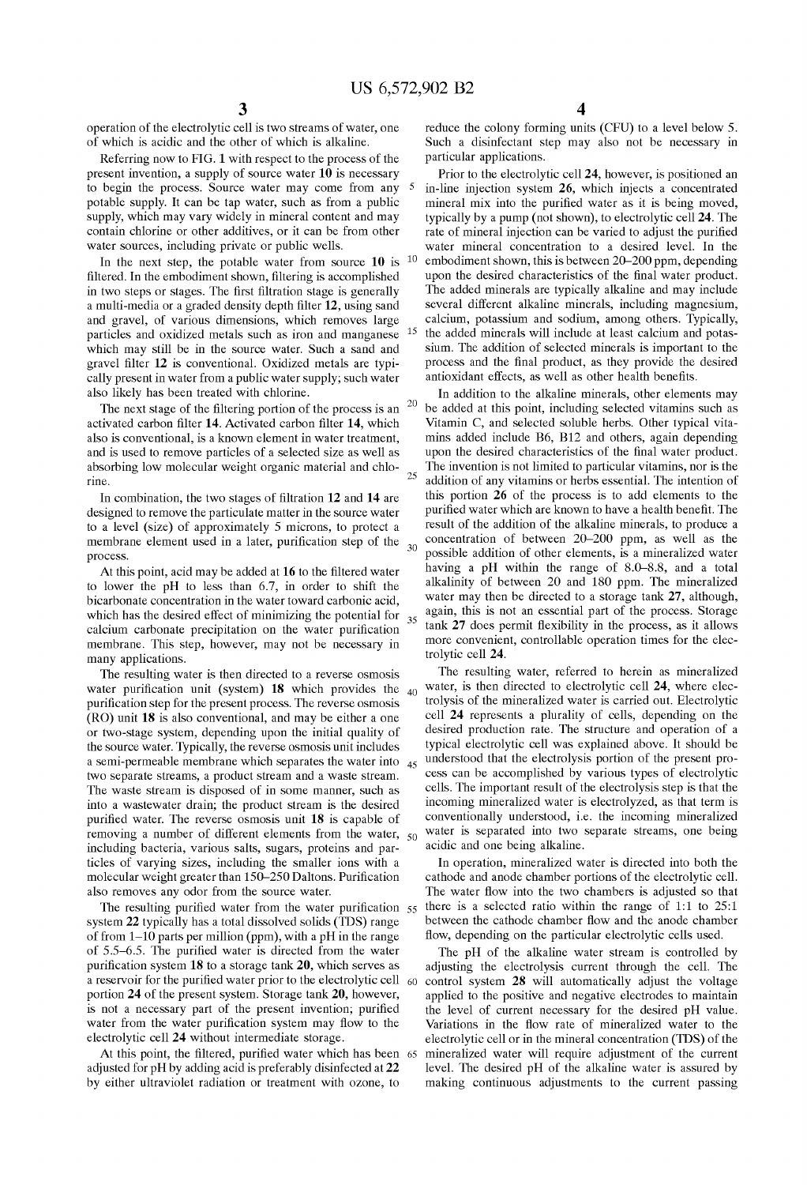operation of the electrolytic cell is two streams of water, one of which is acidic and the other of which is alkaline.

Referring now to FIG. 1 with respect to the process of the present invention, a supply of source water 10 is necessary to begin the process. Source water may come from any potable supply. It can be tap water, such as from a public supply, which may vary widely in mineral content and may contain chlorine or other additives, or it can be from other water sources, including private or public wells.

In the next step, the potable water from source 10 is filtered. In the embodiment shown, filtering is accomplished in two steps or stages. The first filtration stage is generally a multi-media or a graded density depth filter 12, using sand and gravel, of various dimensions, which removes large particles and oxidized metals such as iron and manganese which may still be in the source water. Such a sand and gravel filter 12 is conventional. Oxidized metals are typically present in water from a public water supply; such water also likely has been treated with chlorine.

The next stage of the filtering portion of the process is an activated carbon filter 14. Activated carbon filter 14, which also is conventional, is a known element in water treatment, and is used to remove particles of a selected size as well as absorbing low molecular weight organic material and chlorine.

In combination, the two stages of filtration 12 and 14 are designed to remove the particulate matter in the source water to a level (size) of approximately 5 microns, to protect a membrane element used in a later, purification step of the process.

At this point, acid may be added at 16 to the filtered water to lower the pH to less than 6.7, in order to shift the bicarbonate concentration in the water toward carbonic acid, which has the desired effect of minimizing the potential for calcium carbonate precipitation on the water purification membrane. This step, however, may not be necessary in many applications.

The resulting water is then directed to a reverse osmosis water purification unit (system) 18 which provides the purification step for the present process. The reverse osmosis (RO) unit 18 is also conventional, and may be either a one or two-stage system, depending upon the initial quality of the source water. Typically, the reverse osmosis unit includes a semi-permeable membrane which separates the water into two separate streams, a product stream and a waste stream. The waste stream is disposed of in some manner, such as into a wastewater drain; the product stream is the desired purified water. The reverse osmosis unit 18 is capable of removing a number of different elements from the water, including bacteria, various salts, sugars, proteins and particles of varying sizes, including the smaller ions with a molecular weight greater than 150–250 Daltons. Purification also removes any odor from the source water.

The resulting purified water from the water purification system 22 typically has a total dissolved solids (TDS) range of from 1–10 parts per million (ppm), with a pH in the range of 5.5–6.5. The purified water is directed from the water purification system 18 to a storage tank 20, which serves as a reservoir for the purified water prior to the electrolytic cell portion 24 of the present system. Storage tank 20, however, is not a necessary part of the present invention; purified water from the water purification system may flow to the electrolytic cell 24 without intermediate storage.

At this point, the filtered, purified water which has been adjusted for pH by adding acid is preferably disinfected at 22 by either ultraviolet radiation or treatment with ozone, to reduce the colony forming units (CFU) to a level below 5. Such a disinfectant step may also not be necessary in particular applications.

Prior to the electrolytic cell 24, however, is positioned an in-line injection system 26, which injects a concentrated mineral mix into the purified water as it is being moved, typically by a pump (not shown), to electrolytic cell 24. The rate of mineral injection can be varied to adjust the purified water mineral concentration to a desired level. In the embodiment shown, this is between 20–200 ppm, depending upon the desired characteristics of the final water product. The added minerals are typically alkaline and may include several different alkaline minerals, including magnesium, calcium, potassium and sodium, among others. Typically, the added minerals will include at least calcium and potassium. The addition of selected minerals is important to the process and the final product, as they provide the desired antioxidant effects, as well as other health benefits.

In addition to the alkaline minerals, other elements may be added at this point, including selected vitamins such as Vitamin C, and selected soluble herbs. Other typical vitamins added include B6, B12 and others, again depending upon the desired characteristics of the final water product. The invention is not limited to particular vitamins, nor is the addition of any vitamins or herbs essential. The intention of this portion 26 of the process is to add elements to the purified water which are known to have a health benefit. The result of the addition of the alkaline minerals, to produce a concentration of between 20–200 ppm, as well as the possible addition of other elements, is a mineralized water having a pH within the range of 8.0–8.8, and a total alkalinity of between 20 and 180 ppm. The mineralized water may then be directed to a storage tank 27, although, again, this is not an essential part of the process. Storage tank 27 does permit flexibility in the process, as it allows more convenient, controllable operation times for the electrolytic cell 24.

The resulting water, referred to herein as mineralized water, is then directed to electrolytic cell 24, where electrolysis of the mineralized water is carried out. Electrolytic cell 24 represents a plurality of cells, depending on the desired production rate. The structure and operation of a typical electrolytic cell was explained above. It should be understood that the electrolysis portion of the present process can be accomplished by various types of electrolytic cells. The important result of the electrolysis step is that the incoming mineralized water is electrolyzed, as that term is conventionally understood, i.e. the incoming mineralized water is separated into two separate streams, one being acidic and one being alkaline.

In operation, mineralized water is directed into both the cathode and anode chamber portions of the electrolytic cell. The water flow into the two chambers is adjusted so that there is a selected ratio within the range of 1:1 to 25:1 between the cathode chamber flow and the anode chamber flow, depending on the particular electrolytic cells used.

The pH of the alkaline water stream is controlled by adjusting the electrolysis current through the cell. The control system 28 will automatically adjust the voltage applied to the positive and negative electrodes to maintain the level of current necessary for the desired pH value. Variations in the flow rate of mineralized water to the electrolytic cell or in the mineral concentration (TDS) of the mineralized water will require adjustment of the current level. The desired pH of the alkaline water is assured by making continuous adjustments to the current passing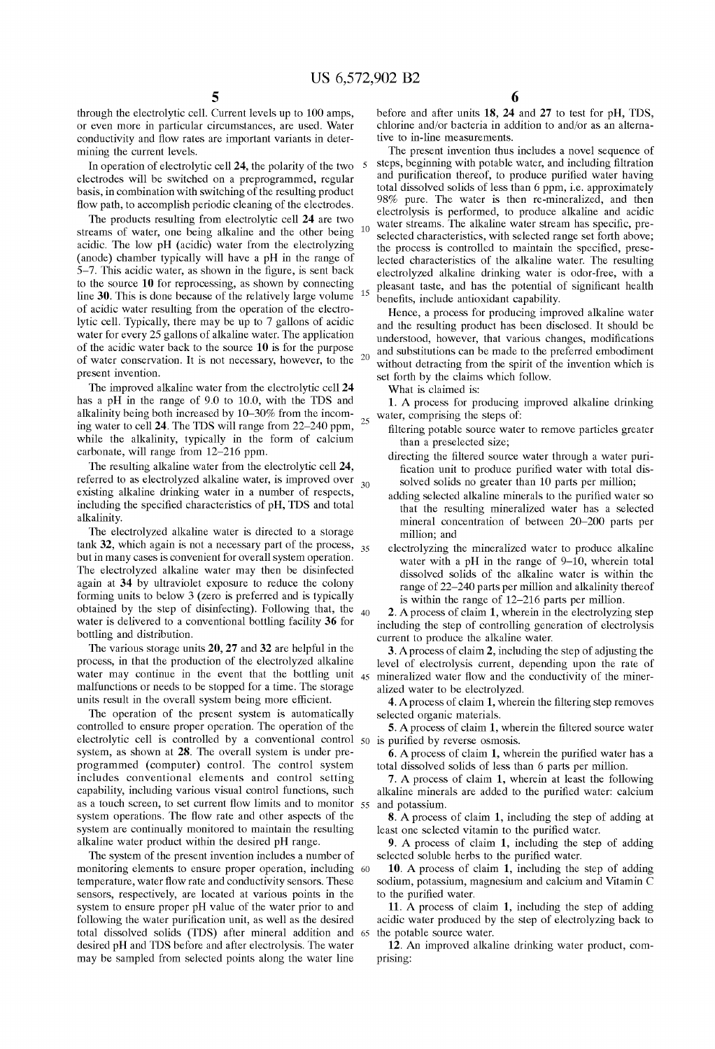through the electrolytic cell. Current levels up to 100 amps, or even more in particular circumstances, are used. Water conductivity and flow rates are important variants in determining the current levels.

In operation of electrolytic cell 24, the polarity of the two electrodes will be switched on a preprogrammed, regular basis, in combination with switching of the resulting product flow path, to accomplish periodic cleaning of the electrodes.

The products resulting from electrolytic cell 24 are two streams of water, one being alkaline and the other being acidic. The low pH (acidic) water from the electrolyzing (anode) chamber typically will have a pH in the range of 5–7. This acidic water, as shown in the figure, is sent back to the source 10 for reprocessing, as shown by connecting line 30. This is done because of the relatively large volume of acidic water resulting from the operation of the electrolytic cell. Typically, there may be up to 7 gallons of acidic water for every 25 gallons of alkaline water. The application of the acidic water back to the source 10 is for the purpose of water conservation. It is not necessary, however, to the present invention.

The improved alkaline water from the electrolytic cell 24 has a pH in the range of 9.0 to 10.0, with the TDS and alkalinity being both increased by 10–30% from the incoming water to cell 24. The TDS will range from 22–240 ppm, while the alkalinity, typically in the form of calcium carbonate, will range from 12–216 ppm.

The resulting alkaline water from the electrolytic cell 24, referred to as electrolyzed alkaline water, is improved over existing alkaline drinking water in a number of respects, including the specified characteristics of pH, TDS and total alkalinity.

The electrolyzed alkaline water is directed to a storage tank 32, which again is not a necessary part of the process, but in many cases is convenient for overall system operation. The electrolyzed alkaline water may then be disinfected again at 34 by ultraviolet exposure to reduce the colony forming units to below 3 (zero is preferred and is typically obtained by the step of disinfecting). Following that, the water is delivered to a conventional bottling facility 36 for bottling and distribution.

The various storage units 20, 27 and 32 are helpful in the process, in that the production of the electrolyzed alkaline water may continue in the event that the bottling unit malfunctions or needs to be stopped for a time. The storage units result in the overall system being more efficient.

The operation of the present system is automatically controlled to ensure proper operation. The operation of the electrolytic cell is controlled by a conventional control system, as shown at 28. The overall system is under preprogrammed (computer) control. The control system includes conventional elements and control setting capability, including various visual control functions, such as a touch screen, to set current flow limits and to monitor system operations. The flow rate and other aspects of the system are continually monitored to maintain the resulting alkaline water product within the desired pH range.

The system of the present invention includes a number of monitoring elements to ensure proper operation, including temperature, water flow rate and conductivity sensors. These sensors, respectively, are located at various points in the system to ensure proper pH value of the water prior to and following the water purification unit, as well as the desired total dissolved solids (TDS) after mineral addition and desired pH and TDS before and after electrolysis. The water may be sampled from selected points along the water line before and after units 18, 24 and 27 to test for pH, TDS, chlorine and/or bacteria in addition to and/or as an alternative to in-line measurements.

The present invention thus includes a novel sequence of steps, beginning with potable water, and including filtration and purification thereof, to produce purified water having total dissolved solids of less than 6 ppm, i.e. approximately 98% pure. The water is then re-mineralized, and then electrolysis is performed, to produce alkaline and acidic water streams. The alkaline water stream has specific, preselected characteristics, with selected range set forth above; the process is controlled to maintain the specified, preselected characteristics of the alkaline water. The resulting electrolyzed alkaline drinking water is odor-free, with a pleasant taste, and has the potential of significant health benefits, include antioxidant capability.

Hence, a process for producing improved alkaline water and the resulting product has been disclosed. It should be understood, however, that various changes, modifications and substitutions can be made to the preferred embodiment without detracting from the spirit of the invention which is set forth by the claims which follow.

What is claimed is:

1. A process for producing improved alkaline drinking water, comprising the steps of:
   - filtering potable source water to remove particles greater than a preselected size;
   - directing the filtered source water through a water purification unit to produce purified water with total dissolved solids no greater than 10 parts per million;
   - adding selected alkaline minerals to the purified water so that the resulting mineralized water has a selected mineral concentration of between 20–200 parts per million; and
   - electrolyzing the mineralized water to produce alkaline water with a pH in the range of 9–10, wherein total dissolved solids of the alkaline water is within the range of 22–240 parts per million and alkalinity thereof is within the range of 12–216 parts per million.

2. A process of claim 1, wherein in the electrolyzing step including the step of controlling generation of electrolysis current to produce the alkaline water.

3. A process of claim 2, including the step of adjusting the level of electrolysis current, depending upon the rate of mineralized water flow and the conductivity of the mineralized water to be electrolyzed.

4. A process of claim 1, wherein the filtering step removes selected organic materials.

5. A process of claim 1, wherein the filtered source water is purified by reverse osmosis.

6. A process of claim 1, wherein the purified water has a total dissolved solids of less than 6 parts per million.

7. A process of claim 1, wherein at least the following alkaline minerals are added to the purified water: calcium and potassium.

8. A process of claim 1, including the step of adding at least one selected vitamin to the purified water.

9. A process of claim 1, including the step of adding selected soluble herbs to the purified water.

10. A process of claim 1, including the step of adding sodium, potassium, magnesium and calcium and Vitamin C to the purified water.

11. A process of claim 1, including the step of adding acidic water produced by the step of electrolyzing back to the potable source water.

12. An improved alkaline drinking water product, comprising: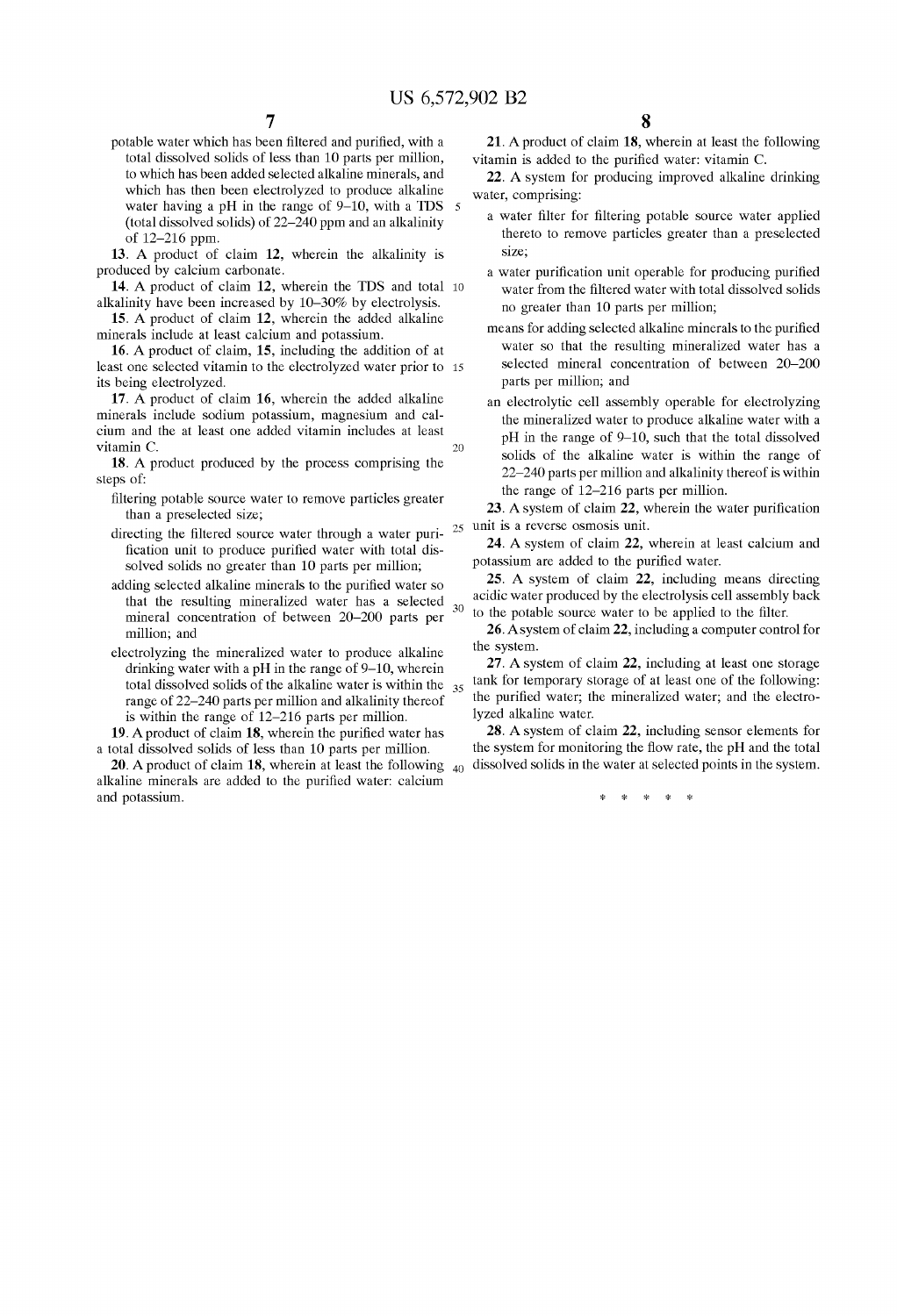potable water which has been filtered and purified, with a total dissolved solids of less than 10 parts per million, to which has been added selected alkaline minerals, and which has then been electrolyzed to produce alkaline water having a pH in the range of 9–10, with a TDS (total dissolved solids) of 22–240 ppm and an alkalinity of 12–216 ppm.

**13**. A product of claim **12**, wherein the alkalinity is produced by calcium carbonate.

**14**. A product of claim **12**, wherein the TDS and total alkalinity have been increased by 10–30% by electrolysis.

**15**. A product of claim **12**, wherein the added alkaline minerals include at least calcium and potassium.

**16**. A product of claim, **15**, including the addition of at least one selected vitamin to the electrolyzed water prior to its being electrolyzed.

**17**. A product of claim **16**, wherein the added alkaline minerals include sodium potassium, magnesium and calcium and the at least one added vitamin includes at least vitamin C.

**18**. A product produced by the process comprising the steps of:

filtering potable source water to remove particles greater than a preselected size;

directing the filtered source water through a water purification unit to produce purified water with total dissolved solids no greater than 10 parts per million;

adding selected alkaline minerals to the purified water so that the resulting mineralized water has a selected mineral concentration of between 20–200 parts per million; and

electrolyzing the mineralized water to produce alkaline drinking water with a pH in the range of 9–10, wherein total dissolved solids of the alkaline water is within the range of 22–240 parts per million and alkalinity thereof is within the range of 12–216 parts per million.

**19**. A product of claim **18**, wherein the purified water has a total dissolved solids of less than 10 parts per million.

**20**. A product of claim **18**, wherein at least the following alkaline minerals are added to the purified water: calcium and potassium.

**21**. A product of claim **18**, wherein at least the following vitamin is added to the purified water: vitamin C.

**22**. A system for producing improved alkaline drinking water, comprising:

a water filter for filtering potable source water applied thereto to remove particles greater than a preselected size;

a water purification unit operable for producing purified water from the filtered water with total dissolved solids no greater than 10 parts per million;

means for adding selected alkaline minerals to the purified water so that the resulting mineralized water has a selected mineral concentration of between 20–200 parts per million; and

an electrolytic cell assembly operable for electrolyzing the mineralized water to produce alkaline water with a pH in the range of 9–10, such that the total dissolved solids of the alkaline water is within the range of 22–240 parts per million and alkalinity thereof is within the range of 12–216 parts per million.

**23**. A system of claim **22**, wherein the water purification unit is a reverse osmosis unit.

**24**. A system of claim **22**, wherein at least calcium and potassium are added to the purified water.

**25**. A system of claim **22**, including means directing acidic water produced by the electrolysis cell assembly back to the potable source water to be applied to the filter.

**26**. A system of claim **22**, including a computer control for the system.

**27**. A system of claim **22**, including at least one storage tank for temporary storage of at least one of the following: the purified water; the mineralized water; and the electrolyzed alkaline water.

**28**. A system of claim **22**, including sensor elements for the system for monitoring the flow rate, the pH and the total dissolved solids in the water at selected points in the system.

* * * * *